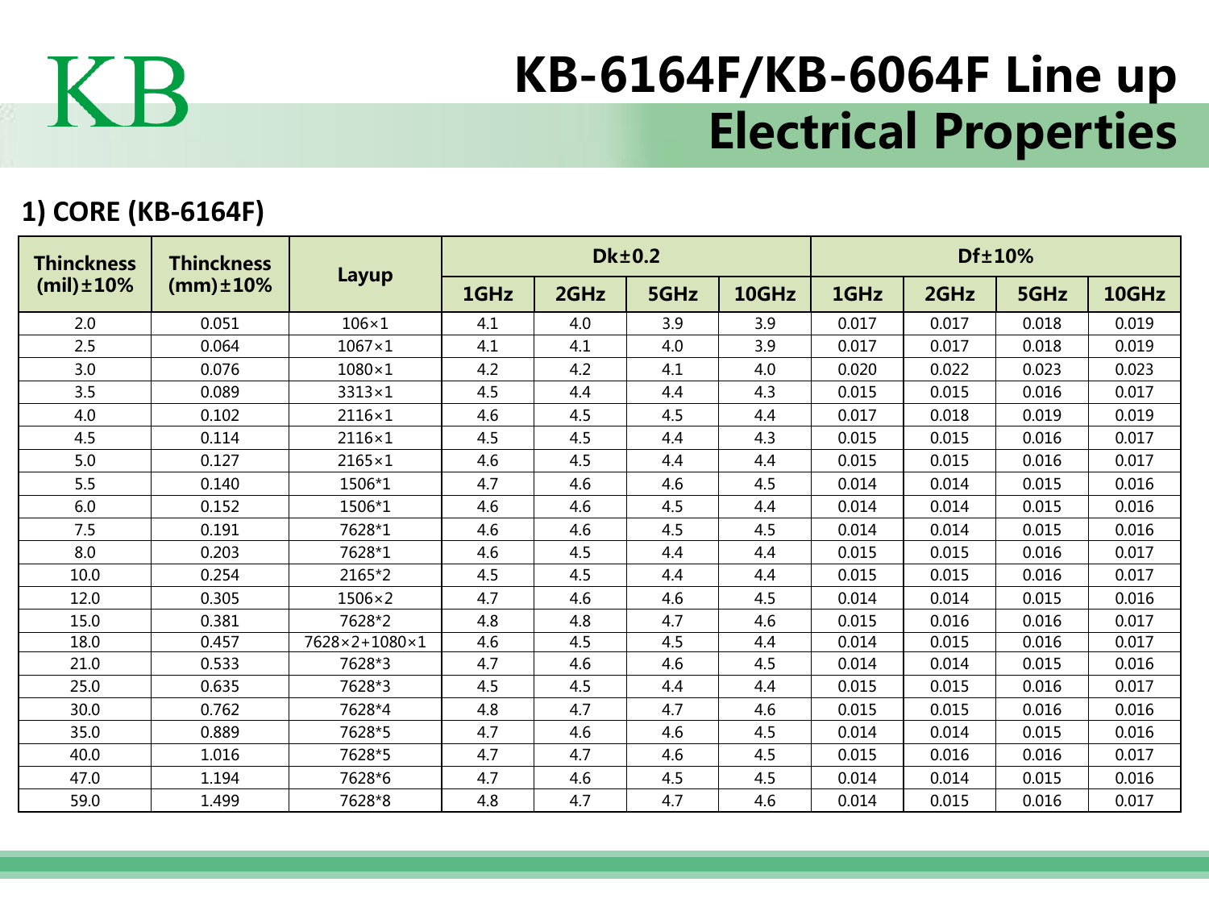KB

# KB-6164F/KB-6064F Line up Electrical Properties

## 1) CORE (KB-6164F)

| Thinckness (mil)±10% | Thinckness (mm)±10% | Layup | Dk±0.2 | | | | Df±10% | | | |
|---|---|---|---|---|---|---|---|---|---|---|
| | | | 1GHz | 2GHz | 5GHz | 10GHz | 1GHz | 2GHz | 5GHz | 10GHz |
| 2.0 | 0.051 | 106×1 | 4.1 | 4.0 | 3.9 | 3.9 | 0.017 | 0.017 | 0.018 | 0.019 |
| 2.5 | 0.064 | 1067×1 | 4.1 | 4.1 | 4.0 | 3.9 | 0.017 | 0.017 | 0.018 | 0.019 |
| 3.0 | 0.076 | 1080×1 | 4.2 | 4.2 | 4.1 | 4.0 | 0.020 | 0.022 | 0.023 | 0.023 |
| 3.5 | 0.089 | 3313×1 | 4.5 | 4.4 | 4.4 | 4.3 | 0.015 | 0.015 | 0.016 | 0.017 |
| 4.0 | 0.102 | 2116×1 | 4.6 | 4.5 | 4.5 | 4.4 | 0.017 | 0.018 | 0.019 | 0.019 |
| 4.5 | 0.114 | 2116×1 | 4.5 | 4.5 | 4.4 | 4.3 | 0.015 | 0.015 | 0.016 | 0.017 |
| 5.0 | 0.127 | 2165×1 | 4.6 | 4.5 | 4.4 | 4.4 | 0.015 | 0.015 | 0.016 | 0.017 |
| 5.5 | 0.140 | 1506*1 | 4.7 | 4.6 | 4.6 | 4.5 | 0.014 | 0.014 | 0.015 | 0.016 |
| 6.0 | 0.152 | 1506*1 | 4.6 | 4.6 | 4.5 | 4.4 | 0.014 | 0.014 | 0.015 | 0.016 |
| 7.5 | 0.191 | 7628*1 | 4.6 | 4.6 | 4.5 | 4.5 | 0.014 | 0.014 | 0.015 | 0.016 |
| 8.0 | 0.203 | 7628*1 | 4.6 | 4.5 | 4.4 | 4.4 | 0.015 | 0.015 | 0.016 | 0.017 |
| 10.0 | 0.254 | 2165*2 | 4.5 | 4.5 | 4.4 | 4.4 | 0.015 | 0.015 | 0.016 | 0.017 |
| 12.0 | 0.305 | 1506×2 | 4.7 | 4.6 | 4.6 | 4.5 | 0.014 | 0.014 | 0.015 | 0.016 |
| 15.0 | 0.381 | 7628*2 | 4.8 | 4.8 | 4.7 | 4.6 | 0.015 | 0.016 | 0.016 | 0.017 |
| 18.0 | 0.457 | 7628×2+1080×1 | 4.6 | 4.5 | 4.5 | 4.4 | 0.014 | 0.015 | 0.016 | 0.017 |
| 21.0 | 0.533 | 7628*3 | 4.7 | 4.6 | 4.6 | 4.5 | 0.014 | 0.014 | 0.015 | 0.016 |
| 25.0 | 0.635 | 7628*3 | 4.5 | 4.5 | 4.4 | 4.4 | 0.015 | 0.015 | 0.016 | 0.017 |
| 30.0 | 0.762 | 7628*4 | 4.8 | 4.7 | 4.7 | 4.6 | 0.015 | 0.015 | 0.016 | 0.016 |
| 35.0 | 0.889 | 7628*5 | 4.7 | 4.6 | 4.6 | 4.5 | 0.014 | 0.014 | 0.015 | 0.016 |
| 40.0 | 1.016 | 7628*5 | 4.7 | 4.7 | 4.6 | 4.5 | 0.015 | 0.016 | 0.016 | 0.017 |
| 47.0 | 1.194 | 7628*6 | 4.7 | 4.6 | 4.5 | 4.5 | 0.014 | 0.014 | 0.015 | 0.016 |
| 59.0 | 1.499 | 7628*8 | 4.8 | 4.7 | 4.7 | 4.6 | 0.014 | 0.015 | 0.016 | 0.017 |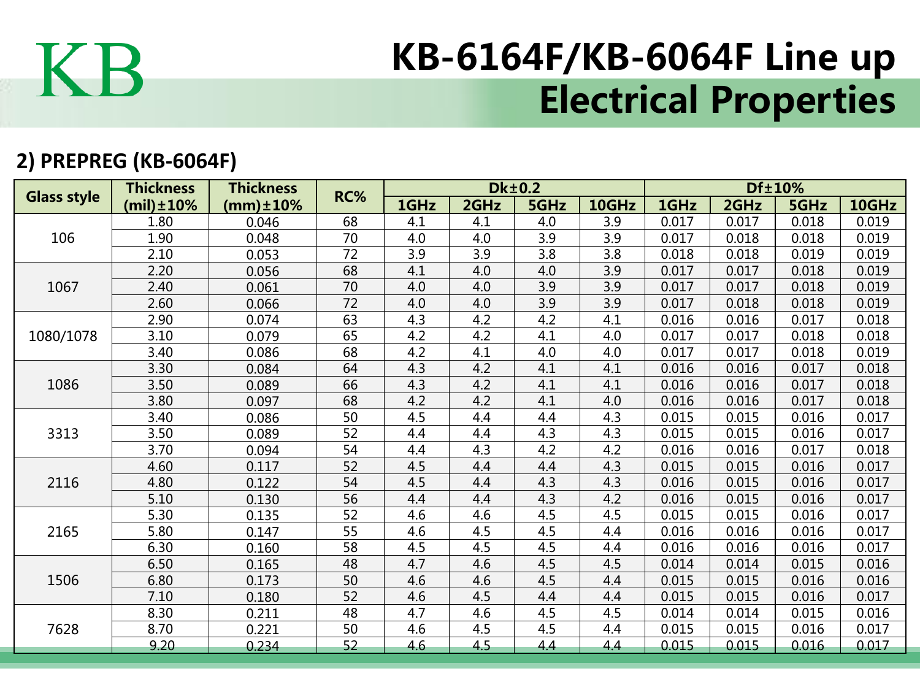# KB-6164F/KB-6064F Line up Electrical Properties

## 2) PREPREG (KB-6064F)

| Glass style | Thickness (mil)±10% | Thickness (mm)±10% | RC% | Dk±0.2 | | | | Df±10% | | | |
|---|---|---|---|---|---|---|---|---|---|---|---|
| | | | | 1GHz | 2GHz | 5GHz | 10GHz | 1GHz | 2GHz | 5GHz | 10GHz |
| 106 | 1.80 | 0.046 | 68 | 4.1 | 4.1 | 4.0 | 3.9 | 0.017 | 0.017 | 0.018 | 0.019 |
| | 1.90 | 0.048 | 70 | 4.0 | 4.0 | 3.9 | 3.9 | 0.017 | 0.018 | 0.018 | 0.019 |
| | 2.10 | 0.053 | 72 | 3.9 | 3.9 | 3.8 | 3.8 | 0.018 | 0.018 | 0.019 | 0.019 |
| 1067 | 2.20 | 0.056 | 68 | 4.1 | 4.0 | 4.0 | 3.9 | 0.017 | 0.017 | 0.018 | 0.019 |
| | 2.40 | 0.061 | 70 | 4.0 | 4.0 | 3.9 | 3.9 | 0.017 | 0.017 | 0.018 | 0.019 |
| | 2.60 | 0.066 | 72 | 4.0 | 4.0 | 3.9 | 3.9 | 0.017 | 0.018 | 0.018 | 0.019 |
| 1080/1078 | 2.90 | 0.074 | 63 | 4.3 | 4.2 | 4.2 | 4.1 | 0.016 | 0.016 | 0.017 | 0.018 |
| | 3.10 | 0.079 | 65 | 4.2 | 4.2 | 4.1 | 4.0 | 0.017 | 0.017 | 0.018 | 0.018 |
| | 3.40 | 0.086 | 68 | 4.2 | 4.1 | 4.0 | 4.0 | 0.017 | 0.017 | 0.018 | 0.019 |
| 1086 | 3.30 | 0.084 | 64 | 4.3 | 4.2 | 4.1 | 4.1 | 0.016 | 0.016 | 0.017 | 0.018 |
| | 3.50 | 0.089 | 66 | 4.3 | 4.2 | 4.1 | 4.1 | 0.016 | 0.016 | 0.017 | 0.018 |
| | 3.80 | 0.097 | 68 | 4.2 | 4.2 | 4.1 | 4.0 | 0.016 | 0.016 | 0.017 | 0.018 |
| 3313 | 3.40 | 0.086 | 50 | 4.5 | 4.4 | 4.4 | 4.3 | 0.015 | 0.015 | 0.016 | 0.017 |
| | 3.50 | 0.089 | 52 | 4.4 | 4.4 | 4.3 | 4.3 | 0.015 | 0.015 | 0.016 | 0.017 |
| | 3.70 | 0.094 | 54 | 4.4 | 4.3 | 4.2 | 4.2 | 0.016 | 0.016 | 0.017 | 0.018 |
| 2116 | 4.60 | 0.117 | 52 | 4.5 | 4.4 | 4.4 | 4.3 | 0.015 | 0.015 | 0.016 | 0.017 |
| | 4.80 | 0.122 | 54 | 4.5 | 4.4 | 4.3 | 4.3 | 0.016 | 0.015 | 0.016 | 0.017 |
| | 5.10 | 0.130 | 56 | 4.4 | 4.4 | 4.3 | 4.2 | 0.016 | 0.015 | 0.016 | 0.017 |
| 2165 | 5.30 | 0.135 | 52 | 4.6 | 4.6 | 4.5 | 4.5 | 0.015 | 0.015 | 0.016 | 0.017 |
| | 5.80 | 0.147 | 55 | 4.6 | 4.5 | 4.5 | 4.4 | 0.016 | 0.016 | 0.016 | 0.017 |
| | 6.30 | 0.160 | 58 | 4.5 | 4.5 | 4.5 | 4.4 | 0.016 | 0.016 | 0.016 | 0.017 |
| 1506 | 6.50 | 0.165 | 48 | 4.7 | 4.6 | 4.5 | 4.5 | 0.014 | 0.014 | 0.015 | 0.016 |
| | 6.80 | 0.173 | 50 | 4.6 | 4.6 | 4.5 | 4.4 | 0.015 | 0.015 | 0.016 | 0.016 |
| | 7.10 | 0.180 | 52 | 4.6 | 4.5 | 4.4 | 4.4 | 0.015 | 0.015 | 0.016 | 0.017 |
| 7628 | 8.30 | 0.211 | 48 | 4.7 | 4.6 | 4.5 | 4.5 | 0.014 | 0.014 | 0.015 | 0.016 |
| | 8.70 | 0.221 | 50 | 4.6 | 4.5 | 4.5 | 4.4 | 0.015 | 0.015 | 0.016 | 0.017 |
| | 9.20 | 0.234 | 52 | 4.6 | 4.5 | 4.4 | 4.4 | 0.015 | 0.015 | 0.016 | 0.017 |